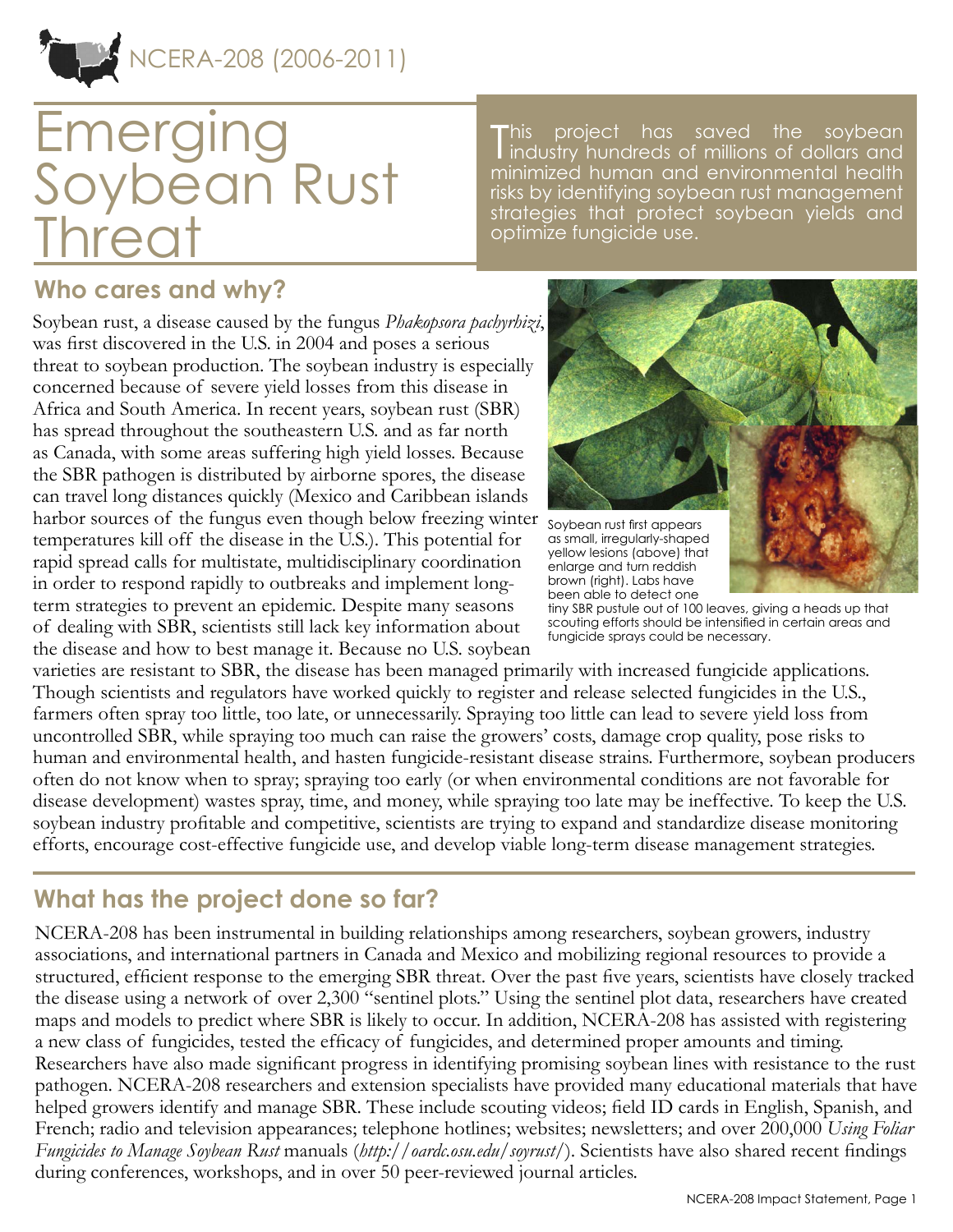NCERA-208 (2006-2011)

# Emerging Soybean Rust Threat

This project has saved the soybean industry hundreds of millions of dollars and minimized human and environmental health risks by identifying soybean rust management strategies that protect soybean yields and optimize fungicide use.

## Who cares and why?

Soybean rust, a disease caused by the fungus *Phakopsora pachyrhizi*, was first discovered in the U.S. in 2004 and poses a serious threat to soybean production. The soybean industry is especially concerned because of severe yield losses from this disease in Africa and South America. In recent years, soybean rust (SBR) has spread throughout the southeastern U.S. and as far north as Canada, with some areas suffering high yield losses. Because the SBR pathogen is distributed by airborne spores, the disease can travel long distances quickly (Mexico and Caribbean islands harbor sources of the fungus even though below freezing winter temperatures kill off the disease in the U.S.). This potential for rapid spread calls for multistate, multidisciplinary coordination in order to respond rapidly to outbreaks and implement long-term strategies to prevent an epidemic. Despite many seasons of dealing with SBR, scientists still lack key information about the disease and how to best manage it. Because no U.S. soybean varieties are resistant to SBR, the disease has been managed primarily with increased fungicide applications. Though scientists and regulators have worked quickly to register and release selected fungicides in the U.S., farmers often spray too little, too late, or unnecessarily. Spraying too little can lead to severe yield loss from uncontrolled SBR, while spraying too much can raise the growers' costs, damage crop quality, pose risks to human and environmental health, and hasten fungicide-resistant disease strains. Furthermore, soybean producers often do not know when to spray; spraying too early (or when environmental conditions are not favorable for disease development) wastes spray, time, and money, while spraying too late may be ineffective. To keep the U.S. soybean industry profitable and competitive, scientists are trying to expand and standardize disease monitoring efforts, encourage cost-effective fungicide use, and develop viable long-term disease management strategies.

Soybean rust first appears as small, irregularly-shaped yellow lesions (above) that enlarge and turn reddish brown (right). Labs have been able to detect one tiny SBR pustule out of 100 leaves, giving a heads up that scouting efforts should be intensified in certain areas and fungicide sprays could be necessary.

## What has the project done so far?

NCERA-208 has been instrumental in building relationships among researchers, soybean growers, industry associations, and international partners in Canada and Mexico and mobilizing regional resources to provide a structured, efficient response to the emerging SBR threat. Over the past five years, scientists have closely tracked the disease using a network of over 2,300 "sentinel plots." Using the sentinel plot data, researchers have created maps and models to predict where SBR is likely to occur. In addition, NCERA-208 has assisted with registering a new class of fungicides, tested the efficacy of fungicides, and determined proper amounts and timing. Researchers have also made significant progress in identifying promising soybean lines with resistance to the rust pathogen. NCERA-208 researchers and extension specialists have provided many educational materials that have helped growers identify and manage SBR. These include scouting videos; field ID cards in English, Spanish, and French; radio and television appearances; telephone hotlines; websites; newsletters; and over 200,000 *Using Foliar Fungicides to Manage Soybean Rust* manuals (*http://oardc.osu.edu/soyrust/*). Scientists have also shared recent findings during conferences, workshops, and in over 50 peer-reviewed journal articles.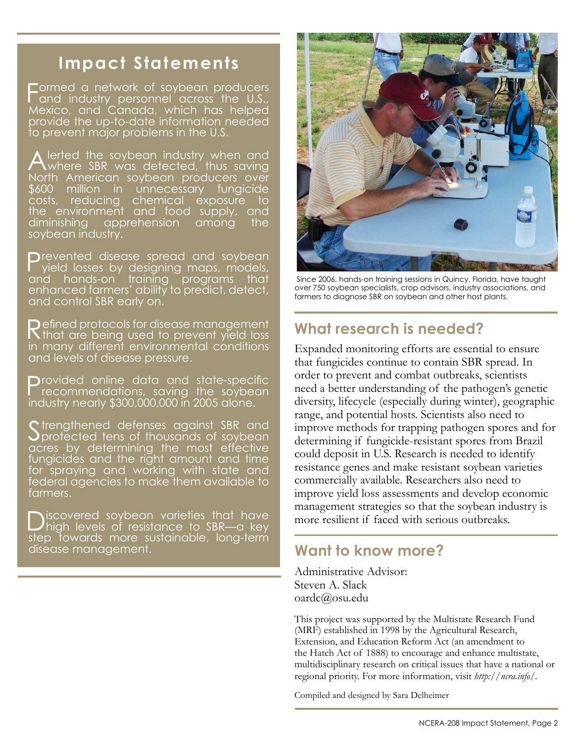## Impact Statements

Formed a network of soybean producers and industry personnel across the U.S., Mexico, and Canada, which has helped provide the up-to-date information needed to prevent major problems in the U.S.

Alerted the soybean industry when and where SBR was detected, thus saving North American soybean producers over $600 million in unnecessary fungicide costs, reducing chemical exposure to the environment and food supply, and diminishing apprehension among the soybean industry.

Prevented disease spread and soybean yield losses by designing maps, models, and hands-on training programs that enhanced farmers' ability to predict, detect, and control SBR early on.

Refined protocols for disease management that are being used to prevent yield loss in many different environmental conditions and levels of disease pressure.

Provided online data and state-specific recommendations, saving the soybean industry nearly $300,000,000 in 2005 alone.

Strengthened defenses against SBR and protected tens of thousands of soybean acres by determining the most effective fungicides and the right amount and time for spraying and working with state and federal agencies to make them available to farmers.

Discovered soybean varieties that have high levels of resistance to SBR—a key step towards more sustainable, long-term disease management.

Since 2006, hands-on training sessions in Quincy, Florida, have taught over 750 soybean specialists, crop advisors, industry associations, and farmers to diagnose SBR on soybean and other host plants.

## What research is needed?

Expanded monitoring efforts are essential to ensure that fungicides continue to contain SBR spread. In order to prevent and combat outbreaks, scientists need a better understanding of the pathogen's genetic diversity, lifecycle (especially during winter), geographic range, and potential hosts. Scientists also need to improve methods for trapping pathogen spores and for determining if fungicide-resistant spores from Brazil could deposit in U.S. Research is needed to identify resistance genes and make resistant soybean varieties commercially available. Researchers also need to improve yield loss assessments and develop economic management strategies so that the soybean industry is more resilient if faced with serious outbreaks.

## Want to know more?

Administrative Advisor:
Steven A. Slack
oardc@osu.edu

This project was supported by the Multistate Research Fund (MRF) established in 1998 by the Agricultural Research, Extension, and Education Reform Act (an amendment to the Hatch Act of 1888) to encourage and enhance multistate, multidisciplinary research on critical issues that have a national or regional priority. For more information, visit *http://ncra.info/*.

Compiled and designed by Sara Delheimer